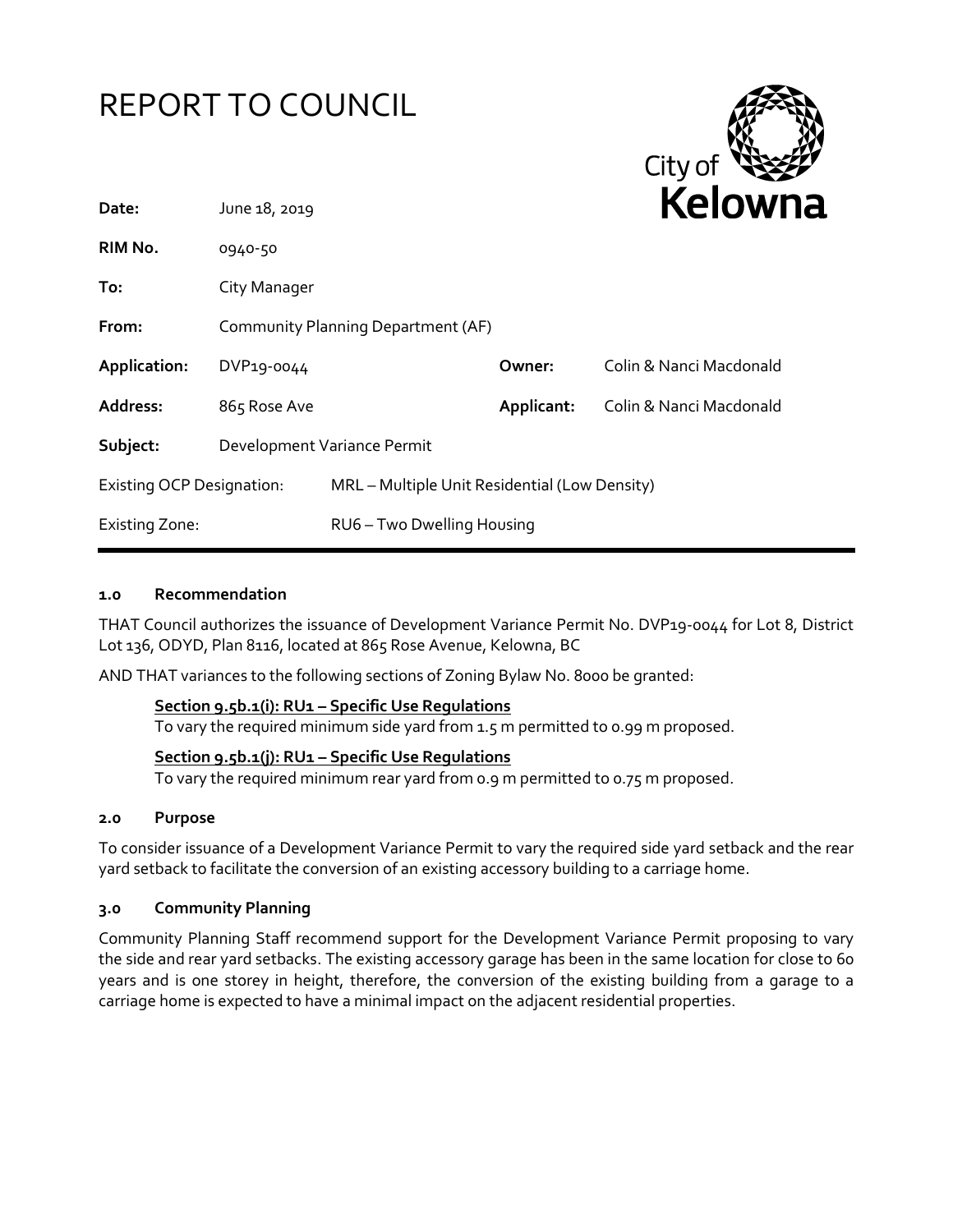# REPORT TO COUNCIL

City of Kelowna

| | | | |
|---|---|---|---|
| **Date:** | June 18, 2019 | | |
| **RIM No.** | 0940-50 | | |
| **To:** | City Manager | | |
| **From:** | Community Planning Department (AF) | | |
| **Application:** | DVP19-0044 | **Owner:** | Colin & Nanci Macdonald |
| **Address:** | 865 Rose Ave | **Applicant:** | Colin & Nanci Macdonald |
| **Subject:** | Development Variance Permit | | |
| Existing OCP Designation: | MRL – Multiple Unit Residential (Low Density) | | |
| Existing Zone: | RU6 – Two Dwelling Housing | | |

### 1.0 Recommendation

THAT Council authorizes the issuance of Development Variance Permit No. DVP19-0044 for Lot 8, District Lot 136, ODYD, Plan 8116, located at 865 Rose Avenue, Kelowna, BC

AND THAT variances to the following sections of Zoning Bylaw No. 8000 be granted:

**Section 9.5b.1(i): RU1 – Specific Use Regulations**
To vary the required minimum side yard from 1.5 m permitted to 0.99 m proposed.

**Section 9.5b.1(j): RU1 – Specific Use Regulations**
To vary the required minimum rear yard from 0.9 m permitted to 0.75 m proposed.

### 2.0 Purpose

To consider issuance of a Development Variance Permit to vary the required side yard setback and the rear yard setback to facilitate the conversion of an existing accessory building to a carriage home.

### 3.0 Community Planning

Community Planning Staff recommend support for the Development Variance Permit proposing to vary the side and rear yard setbacks. The existing accessory garage has been in the same location for close to 60 years and is one storey in height, therefore, the conversion of the existing building from a garage to a carriage home is expected to have a minimal impact on the adjacent residential properties.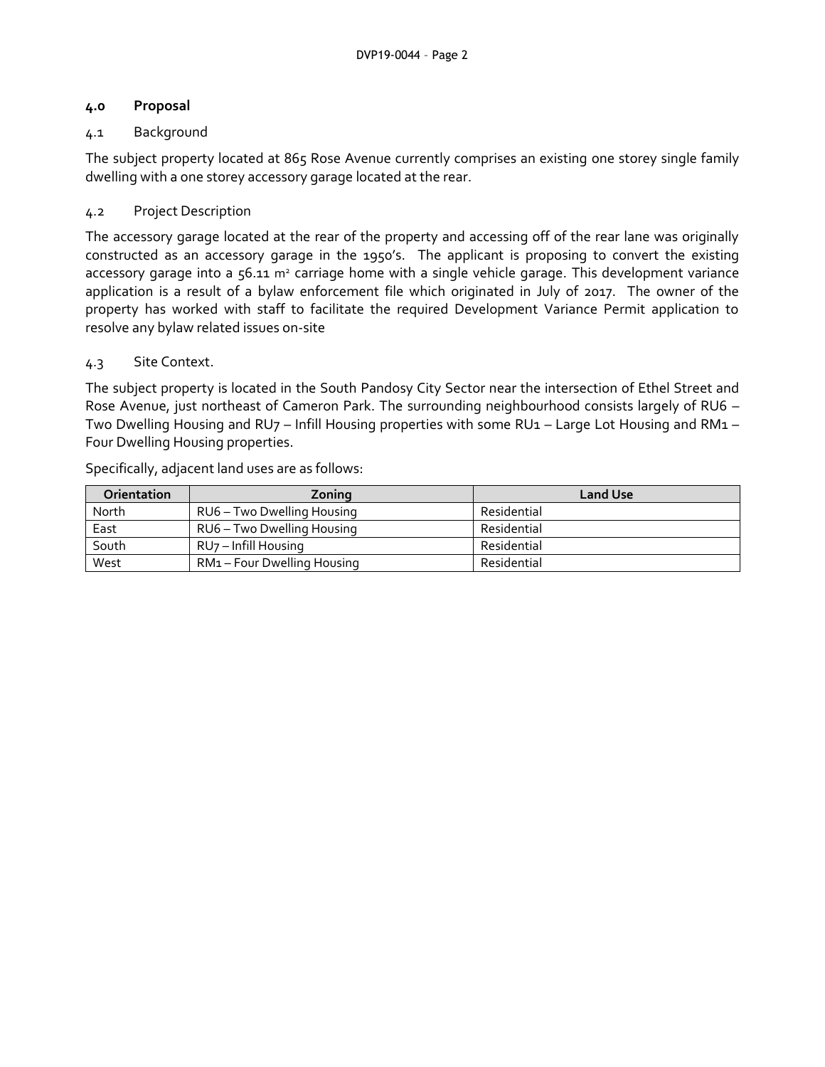## 4.0 Proposal

### 4.1 Background

The subject property located at 865 Rose Avenue currently comprises an existing one storey single family dwelling with a one storey accessory garage located at the rear.

### 4.2 Project Description

The accessory garage located at the rear of the property and accessing off of the rear lane was originally constructed as an accessory garage in the 1950's. The applicant is proposing to convert the existing accessory garage into a 56.11 $m^2$ carriage home with a single vehicle garage. This development variance application is a result of a bylaw enforcement file which originated in July of 2017. The owner of the property has worked with staff to facilitate the required Development Variance Permit application to resolve any bylaw related issues on-site

### 4.3 Site Context.

The subject property is located in the South Pandosy City Sector near the intersection of Ethel Street and Rose Avenue, just northeast of Cameron Park. The surrounding neighbourhood consists largely of RU6 – Two Dwelling Housing and RU7 – Infill Housing properties with some RU1 – Large Lot Housing and RM1 – Four Dwelling Housing properties.

Specifically, adjacent land uses are as follows:

| Orientation | Zoning | Land Use |
|---|---|---|
| North | RU6 – Two Dwelling Housing | Residential |
| East | RU6 – Two Dwelling Housing | Residential |
| South | RU7 – Infill Housing | Residential |
| West | RM1 – Four Dwelling Housing | Residential |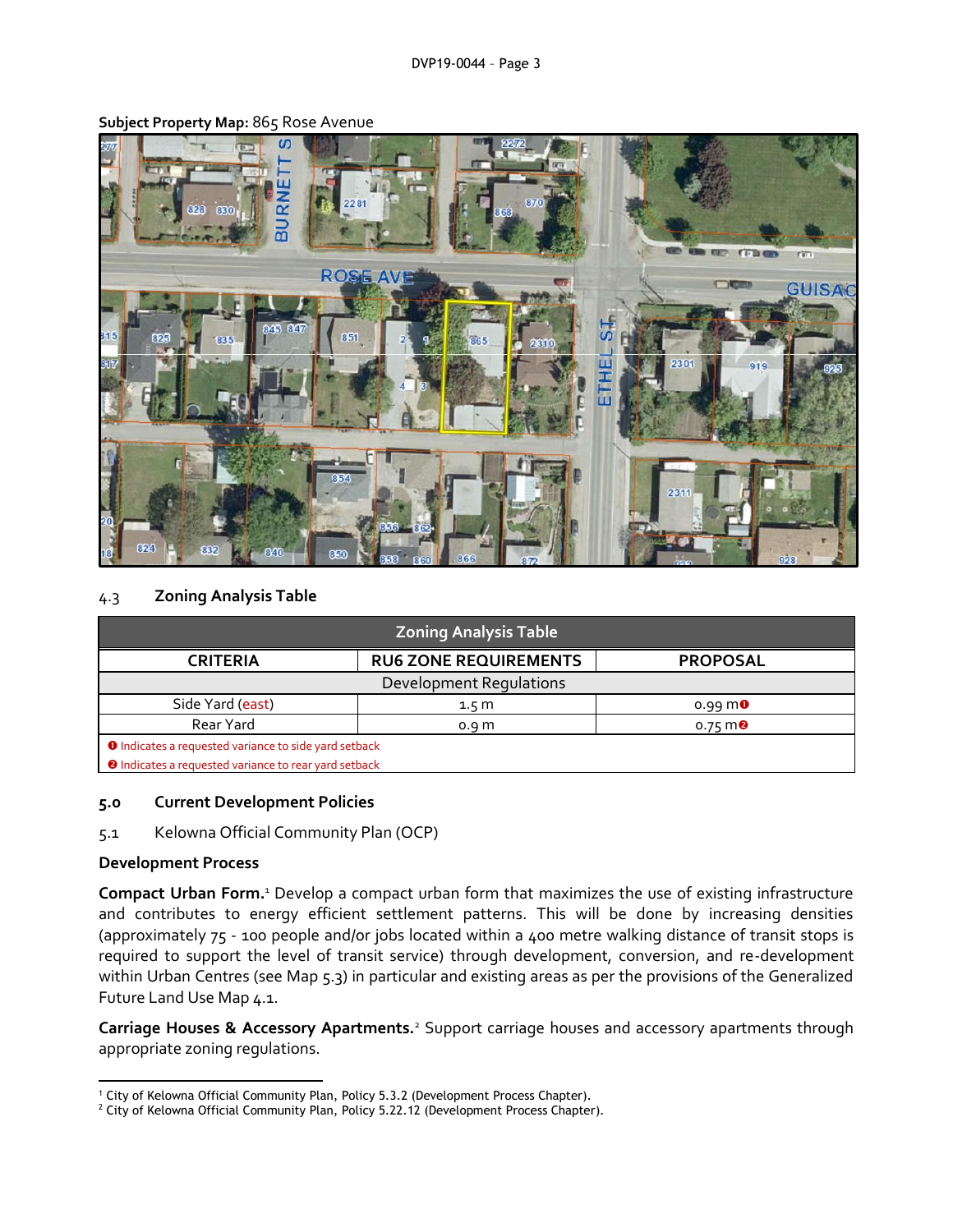**Subject Property Map:** 865 Rose Avenue

4.3 **Zoning Analysis Table**

| Zoning Analysis Table | | |
|---|---|---|
| **CRITERIA** | **RU6 ZONE REQUIREMENTS** | **PROPOSAL** |
| Development Regulations | | |
| Side Yard (east) | 1.5 m | 0.99 m ❶ |
| Rear Yard | 0.9 m | 0.75 m ❷ |
| ❶ Indicates a requested variance to side yard setback | | |
| ❷ Indicates a requested variance to rear yard setback | | |

## 5.0 Current Development Policies

5.1 Kelowna Official Community Plan (OCP)

**Development Process**

**Compact Urban Form.**[1] Develop a compact urban form that maximizes the use of existing infrastructure and contributes to energy efficient settlement patterns. This will be done by increasing densities (approximately 75 - 100 people and/or jobs located within a 400 metre walking distance of transit stops is required to support the level of transit service) through development, conversion, and re-development within Urban Centres (see Map 5.3) in particular and existing areas as per the provisions of the Generalized Future Land Use Map 4.1.

**Carriage Houses & Accessory Apartments.**[2] Support carriage houses and accessory apartments through appropriate zoning regulations.

---

[1] City of Kelowna Official Community Plan, Policy 5.3.2 (Development Process Chapter).
[2] City of Kelowna Official Community Plan, Policy 5.22.12 (Development Process Chapter).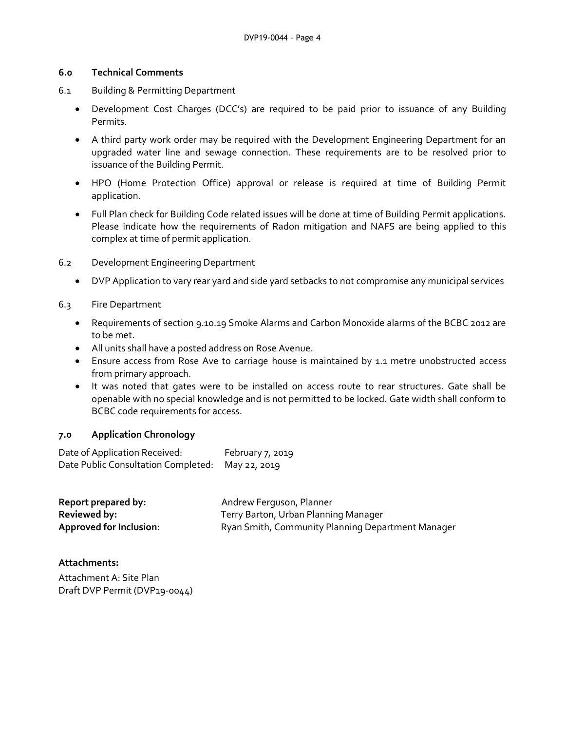## 6.0 Technical Comments

6.1 Building & Permitting Department

- Development Cost Charges (DCC's) are required to be paid prior to issuance of any Building Permits.
- A third party work order may be required with the Development Engineering Department for an upgraded water line and sewage connection. These requirements are to be resolved prior to issuance of the Building Permit.
- HPO (Home Protection Office) approval or release is required at time of Building Permit application.
- Full Plan check for Building Code related issues will be done at time of Building Permit applications. Please indicate how the requirements of Radon mitigation and NAFS are being applied to this complex at time of permit application.

6.2 Development Engineering Department

- DVP Application to vary rear yard and side yard setbacks to not compromise any municipal services

6.3 Fire Department

- Requirements of section 9.10.19 Smoke Alarms and Carbon Monoxide alarms of the BCBC 2012 are to be met.
- All units shall have a posted address on Rose Avenue.
- Ensure access from Rose Ave to carriage house is maintained by 1.1 metre unobstructed access from primary approach.
- It was noted that gates were to be installed on access route to rear structures. Gate shall be openable with no special knowledge and is not permitted to be locked. Gate width shall conform to BCBC code requirements for access.

## 7.0 Application Chronology

Date of Application Received: February 7, 2019
Date Public Consultation Completed: May 22, 2019

**Report prepared by:** Andrew Ferguson, Planner
**Reviewed by:** Terry Barton, Urban Planning Manager
**Approved for Inclusion:** Ryan Smith, Community Planning Department Manager

**Attachments:**

Attachment A: Site Plan
Draft DVP Permit (DVP19-0044)